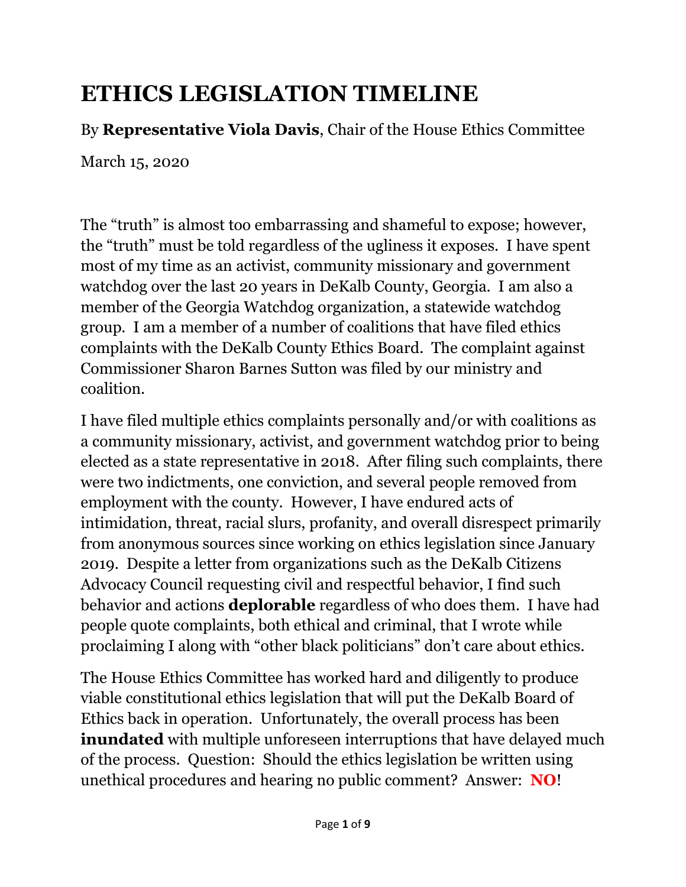# ETHICS LEGISLATION TIMELINE

By **Representative Viola Davis**, Chair of the House Ethics Committee

March 15, 2020

The “truth” is almost too embarrassing and shameful to expose; however, the “truth” must be told regardless of the ugliness it exposes. I have spent most of my time as an activist, community missionary and government watchdog over the last 20 years in DeKalb County, Georgia. I am also a member of the Georgia Watchdog organization, a statewide watchdog group. I am a member of a number of coalitions that have filed ethics complaints with the DeKalb County Ethics Board. The complaint against Commissioner Sharon Barnes Sutton was filed by our ministry and coalition.

I have filed multiple ethics complaints personally and/or with coalitions as a community missionary, activist, and government watchdog prior to being elected as a state representative in 2018. After filing such complaints, there were two indictments, one conviction, and several people removed from employment with the county. However, I have endured acts of intimidation, threat, racial slurs, profanity, and overall disrespect primarily from anonymous sources since working on ethics legislation since January 2019. Despite a letter from organizations such as the DeKalb Citizens Advocacy Council requesting civil and respectful behavior, I find such behavior and actions **deplorable** regardless of who does them. I have had people quote complaints, both ethical and criminal, that I wrote while proclaiming I along with “other black politicians” don’t care about ethics.

The House Ethics Committee has worked hard and diligently to produce viable constitutional ethics legislation that will put the DeKalb Board of Ethics back in operation. Unfortunately, the overall process has been **inundated** with multiple unforeseen interruptions that have delayed much of the process. Question: Should the ethics legislation be written using unethical procedures and hearing no public comment? Answer: **NO**!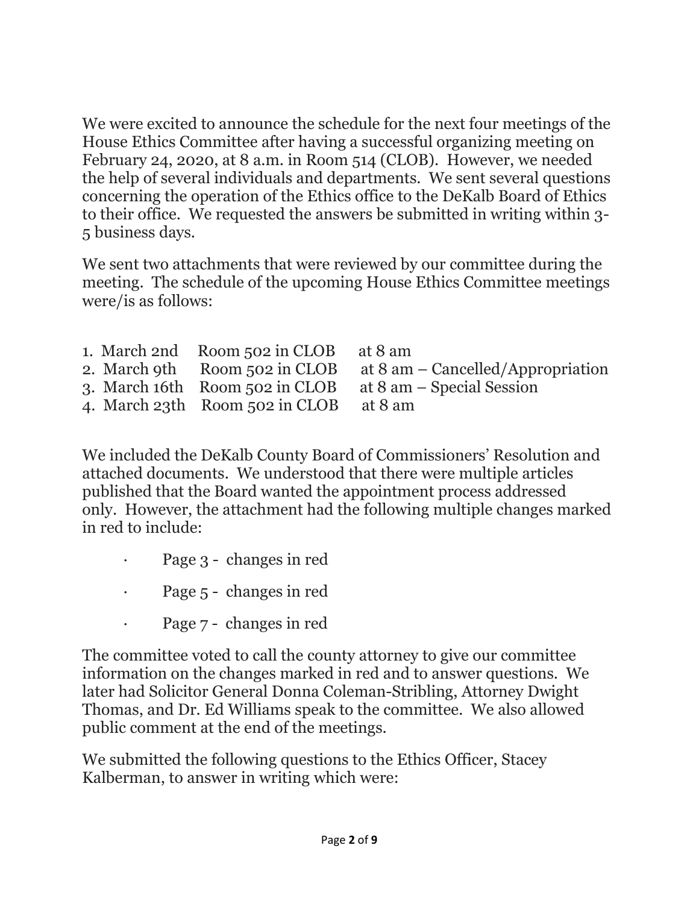We were excited to announce the schedule for the next four meetings of the House Ethics Committee after having a successful organizing meeting on February 24, 2020, at 8 a.m. in Room 514 (CLOB). However, we needed the help of several individuals and departments. We sent several questions concerning the operation of the Ethics office to the DeKalb Board of Ethics to their office. We requested the answers be submitted in writing within 3-5 business days.

We sent two attachments that were reviewed by our committee during the meeting. The schedule of the upcoming House Ethics Committee meetings were/is as follows:

1. March 2nd Room 502 in CLOB at 8 am
2. March 9th Room 502 in CLOB at 8 am – Cancelled/Appropriation
3. March 16th Room 502 in CLOB at 8 am – Special Session
4. March 23th Room 502 in CLOB at 8 am

We included the DeKalb County Board of Commissioners' Resolution and attached documents. We understood that there were multiple articles published that the Board wanted the appointment process addressed only. However, the attachment had the following multiple changes marked in red to include:

- Page 3 - changes in red
- Page 5 - changes in red
- Page 7 - changes in red

The committee voted to call the county attorney to give our committee information on the changes marked in red and to answer questions. We later had Solicitor General Donna Coleman-Stribling, Attorney Dwight Thomas, and Dr. Ed Williams speak to the committee. We also allowed public comment at the end of the meetings.

We submitted the following questions to the Ethics Officer, Stacey Kalberman, to answer in writing which were: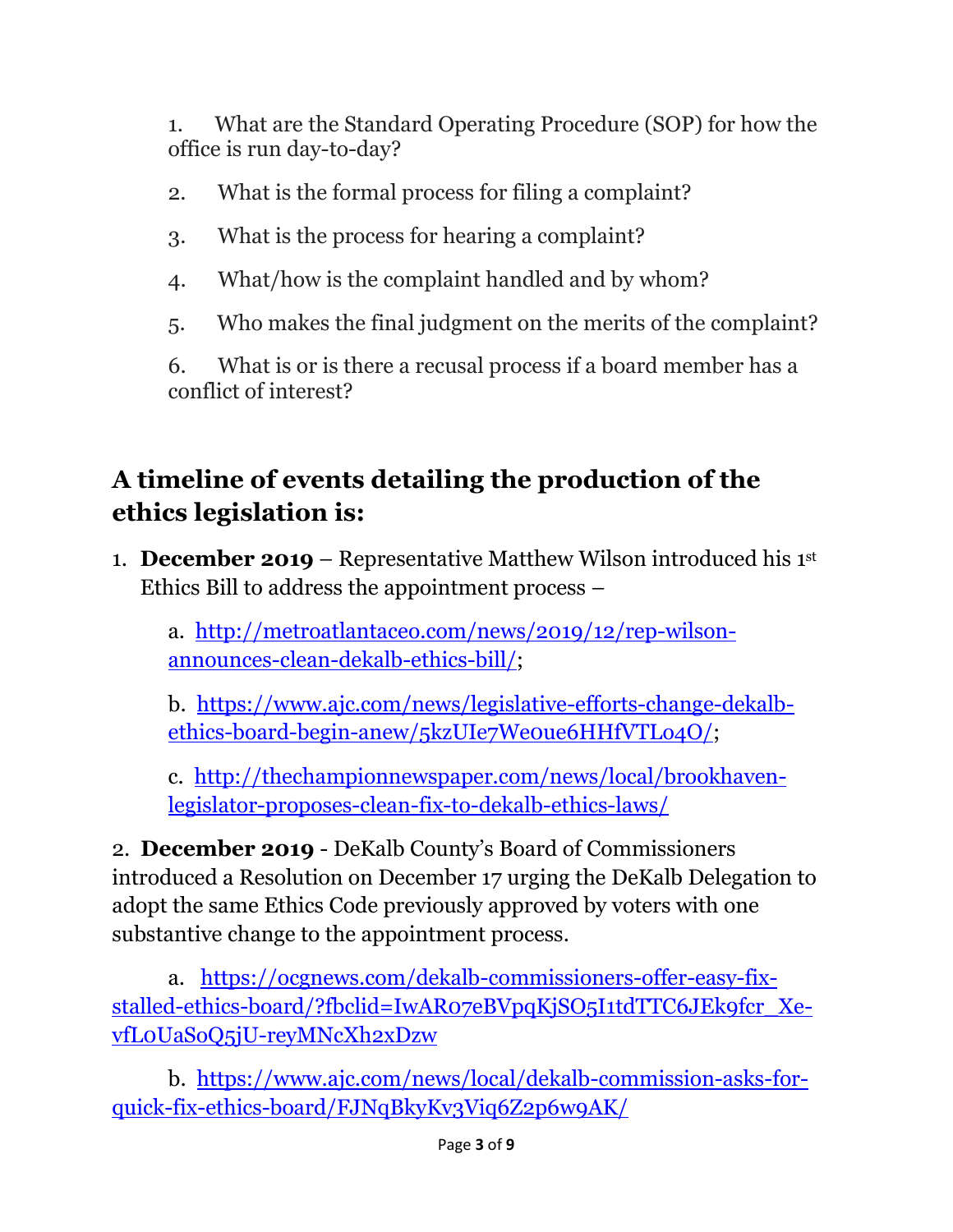1. What are the Standard Operating Procedure (SOP) for how the office is run day-to-day?

2. What is the formal process for filing a complaint?

3. What is the process for hearing a complaint?

4. What/how is the complaint handled and by whom?

5. Who makes the final judgment on the merits of the complaint?

6. What is or is there a recusal process if a board member has a conflict of interest?

## A timeline of events detailing the production of the ethics legislation is:

1. **December 2019** – Representative Matthew Wilson introduced his 1st Ethics Bill to address the appointment process –

   a. http://metroatlantaceo.com/news/2019/12/rep-wilson-announces-clean-dekalb-ethics-bill/;

   b. https://www.ajc.com/news/legislative-efforts-change-dekalb-ethics-board-begin-anew/5kzUIe7We0ue6HHfVTL04O/;

   c. http://thechampionnewspaper.com/news/local/brookhaven-legislator-proposes-clean-fix-to-dekalb-ethics-laws/

2. **December 2019** - DeKalb County's Board of Commissioners introduced a Resolution on December 17 urging the DeKalb Delegation to adopt the same Ethics Code previously approved by voters with one substantive change to the appointment process.

   a. https://ocgnews.com/dekalb-commissioners-offer-easy-fix-stalled-ethics-board/?fbclid=IwAR07eBVpqKjSO5I1tdTTC6JEk9fcr_Xe-vfL0UaSoQ5jU-reyMNcXh2xDzw

   b. https://www.ajc.com/news/local/dekalb-commission-asks-for-quick-fix-ethics-board/FJNqBkyKv3Viq6Z2p6w9AK/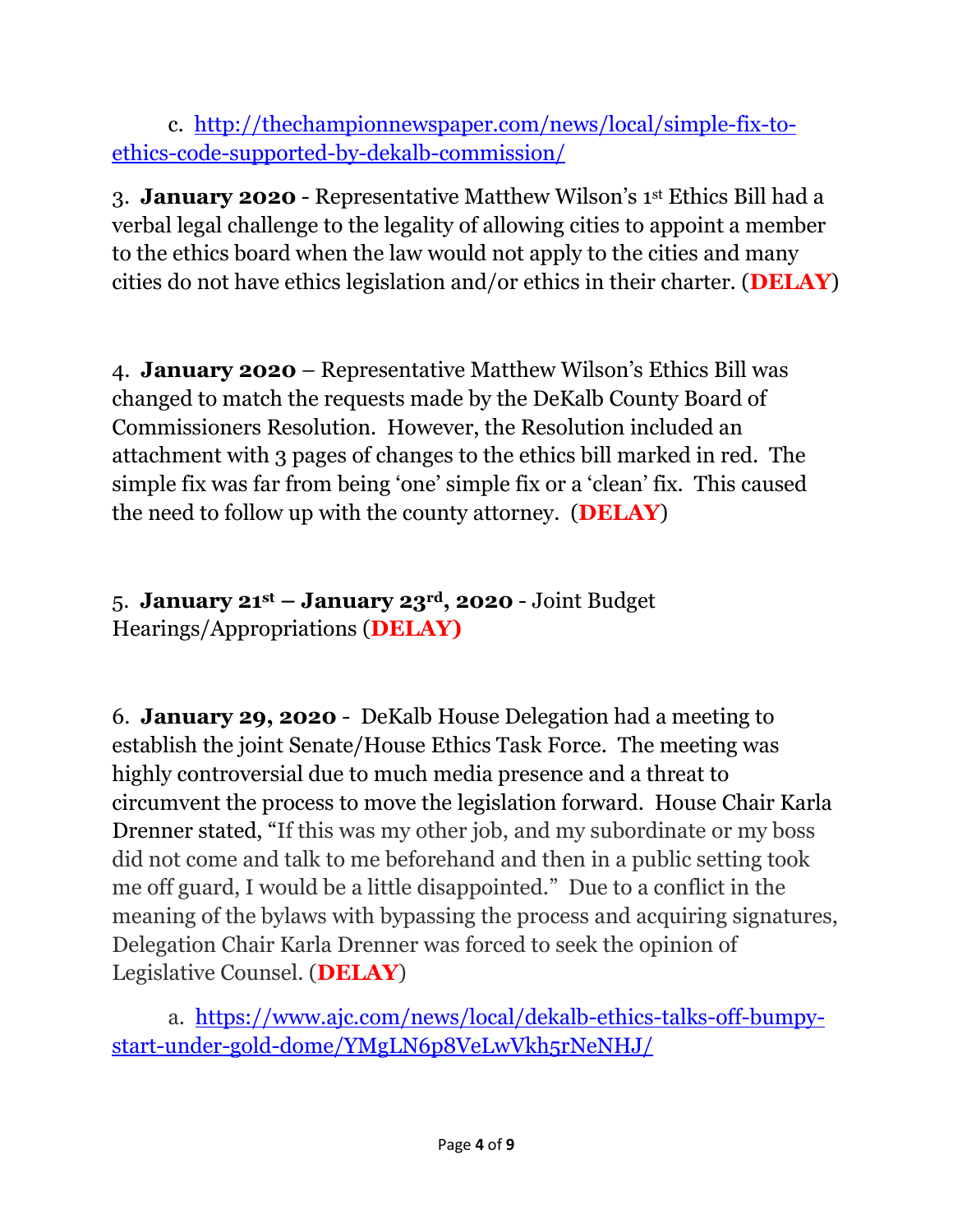c. http://thechampionnewspaper.com/news/local/simple-fix-to-ethics-code-supported-by-dekalb-commission/

3. **January 2020** - Representative Matthew Wilson's 1st Ethics Bill had a verbal legal challenge to the legality of allowing cities to appoint a member to the ethics board when the law would not apply to the cities and many cities do not have ethics legislation and/or ethics in their charter. (**DELAY**)

4. **January 2020** – Representative Matthew Wilson's Ethics Bill was changed to match the requests made by the DeKalb County Board of Commissioners Resolution. However, the Resolution included an attachment with 3 pages of changes to the ethics bill marked in red. The simple fix was far from being 'one' simple fix or a 'clean' fix. This caused the need to follow up with the county attorney. (**DELAY**)

5. **January 21st – January 23rd, 2020** - Joint Budget Hearings/Appropriations (**DELAY)**

6. **January 29, 2020** - DeKalb House Delegation had a meeting to establish the joint Senate/House Ethics Task Force. The meeting was highly controversial due to much media presence and a threat to circumvent the process to move the legislation forward. House Chair Karla Drenner stated, "If this was my other job, and my subordinate or my boss did not come and talk to me beforehand and then in a public setting took me off guard, I would be a little disappointed." Due to a conflict in the meaning of the bylaws with bypassing the process and acquiring signatures, Delegation Chair Karla Drenner was forced to seek the opinion of Legislative Counsel. (**DELAY**)

a. https://www.ajc.com/news/local/dekalb-ethics-talks-off-bumpy-start-under-gold-dome/YMgLN6p8VeLwVkh5rNeNHJ/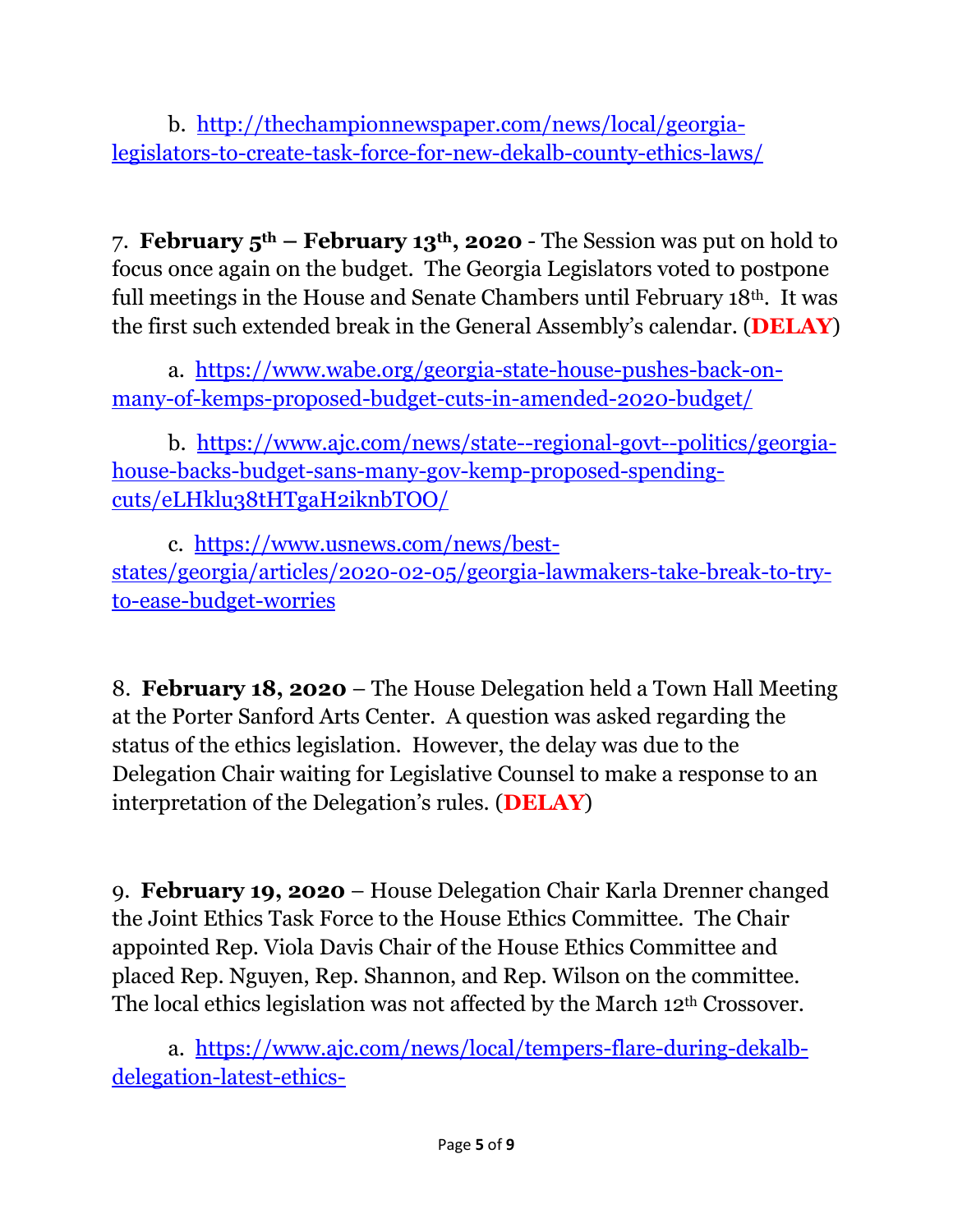b. http://thechampionnewspaper.com/news/local/georgia-legislators-to-create-task-force-for-new-dekalb-county-ethics-laws/

7. **February 5th – February 13th, 2020** - The Session was put on hold to focus once again on the budget. The Georgia Legislators voted to postpone full meetings in the House and Senate Chambers until February 18th. It was the first such extended break in the General Assembly's calendar. (**DELAY**)

a. https://www.wabe.org/georgia-state-house-pushes-back-on-many-of-kemps-proposed-budget-cuts-in-amended-2020-budget/

b. https://www.ajc.com/news/state--regional-govt--politics/georgia-house-backs-budget-sans-many-gov-kemp-proposed-spending-cuts/eLHklu38tHTgaH2iknbTOO/

c. https://www.usnews.com/news/best-states/georgia/articles/2020-02-05/georgia-lawmakers-take-break-to-try-to-ease-budget-worries

8. **February 18, 2020** – The House Delegation held a Town Hall Meeting at the Porter Sanford Arts Center. A question was asked regarding the status of the ethics legislation. However, the delay was due to the Delegation Chair waiting for Legislative Counsel to make a response to an interpretation of the Delegation's rules. (**DELAY**)

9. **February 19, 2020** – House Delegation Chair Karla Drenner changed the Joint Ethics Task Force to the House Ethics Committee. The Chair appointed Rep. Viola Davis Chair of the House Ethics Committee and placed Rep. Nguyen, Rep. Shannon, and Rep. Wilson on the committee. The local ethics legislation was not affected by the March 12th Crossover.

a. https://www.ajc.com/news/local/tempers-flare-during-dekalb-delegation-latest-ethics-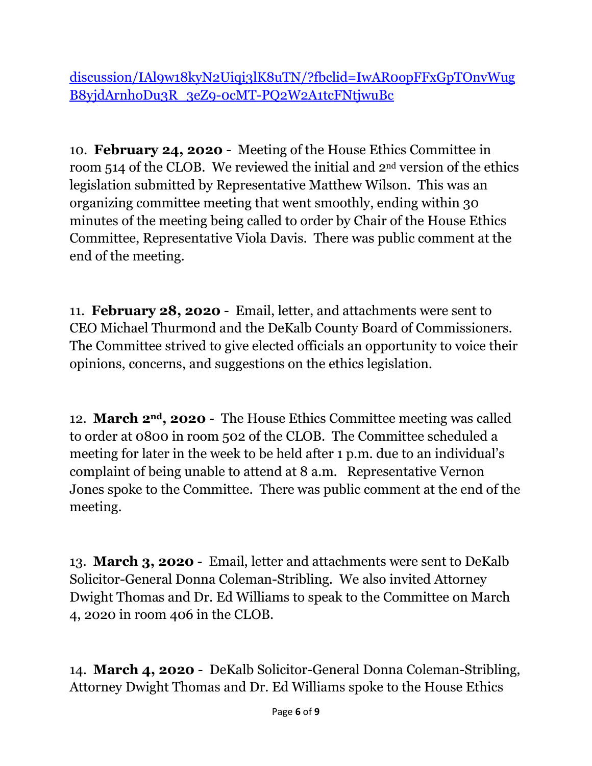discussion/IAl9w18kyN2Uiqi3lK8uTN/?fbclid=IwAR0opFFxGpTOnvWugB8yjdArnh0Du3R_3eZ9-0cMT-PQ2W2A1tcFNtjwuBc

10. **February 24, 2020** - Meeting of the House Ethics Committee in room 514 of the CLOB. We reviewed the initial and 2nd version of the ethics legislation submitted by Representative Matthew Wilson. This was an organizing committee meeting that went smoothly, ending within 30 minutes of the meeting being called to order by Chair of the House Ethics Committee, Representative Viola Davis. There was public comment at the end of the meeting.

11. **February 28, 2020** - Email, letter, and attachments were sent to CEO Michael Thurmond and the DeKalb County Board of Commissioners. The Committee strived to give elected officials an opportunity to voice their opinions, concerns, and suggestions on the ethics legislation.

12. **March 2nd, 2020** - The House Ethics Committee meeting was called to order at 0800 in room 502 of the CLOB. The Committee scheduled a meeting for later in the week to be held after 1 p.m. due to an individual's complaint of being unable to attend at 8 a.m. Representative Vernon Jones spoke to the Committee. There was public comment at the end of the meeting.

13. **March 3, 2020** - Email, letter and attachments were sent to DeKalb Solicitor-General Donna Coleman-Stribling. We also invited Attorney Dwight Thomas and Dr. Ed Williams to speak to the Committee on March 4, 2020 in room 406 in the CLOB.

14. **March 4, 2020** - DeKalb Solicitor-General Donna Coleman-Stribling, Attorney Dwight Thomas and Dr. Ed Williams spoke to the House Ethics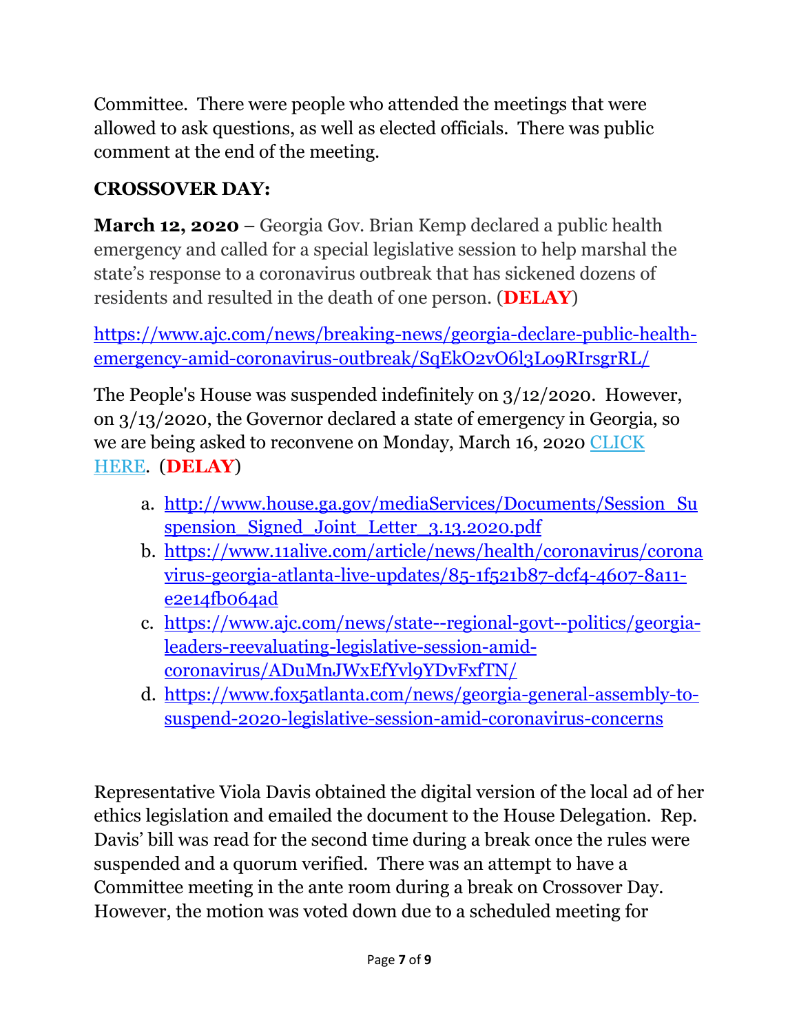Committee. There were people who attended the meetings that were allowed to ask questions, as well as elected officials. There was public comment at the end of the meeting.

**CROSSOVER DAY:**

**March 12, 2020** – Georgia Gov. Brian Kemp declared a public health emergency and called for a special legislative session to help marshal the state's response to a coronavirus outbreak that has sickened dozens of residents and resulted in the death of one person. (**DELAY**)

https://www.ajc.com/news/breaking-news/georgia-declare-public-health-emergency-amid-coronavirus-outbreak/SqEkO2vO6l3Lo9RIrsgrRL/

The People's House was suspended indefinitely on 3/12/2020. However, on 3/13/2020, the Governor declared a state of emergency in Georgia, so we are being asked to reconvene on Monday, March 16, 2020 CLICK HERE. (**DELAY**)

a. http://www.house.ga.gov/mediaServices/Documents/Session_Suspension_Signed_Joint_Letter_3.13.2020.pdf
b. https://www.11alive.com/article/news/health/coronavirus/coronavirus-georgia-atlanta-live-updates/85-1f521b87-dcf4-4607-8a11-e2e14fb064ad
c. https://www.ajc.com/news/state--regional-govt--politics/georgia-leaders-reevaluating-legislative-session-amid-coronavirus/ADuMnJWxEfYvl9YDvFxfTN/
d. https://www.fox5atlanta.com/news/georgia-general-assembly-to-suspend-2020-legislative-session-amid-coronavirus-concerns

Representative Viola Davis obtained the digital version of the local ad of her ethics legislation and emailed the document to the House Delegation. Rep. Davis' bill was read for the second time during a break once the rules were suspended and a quorum verified. There was an attempt to have a Committee meeting in the ante room during a break on Crossover Day. However, the motion was voted down due to a scheduled meeting for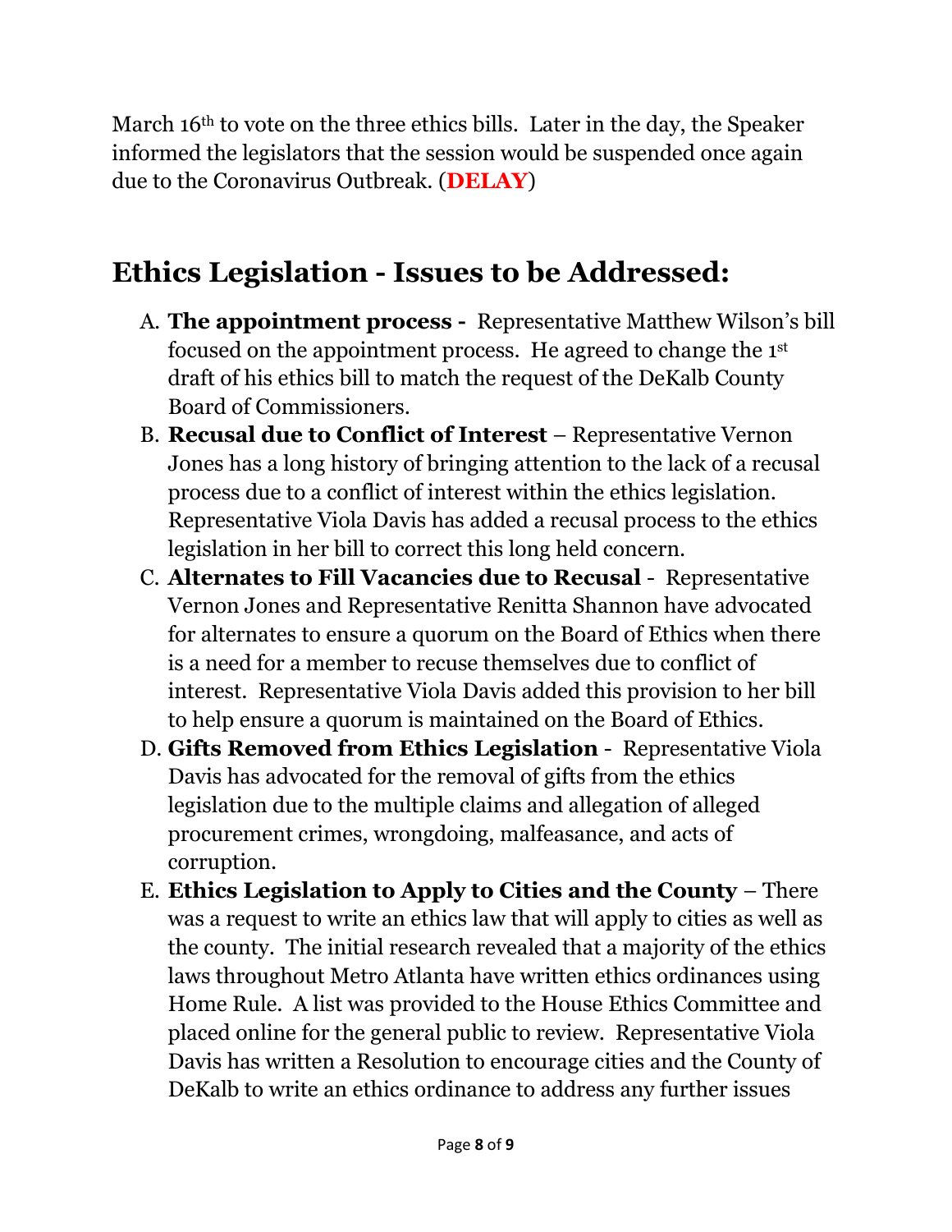March 16th to vote on the three ethics bills. Later in the day, the Speaker informed the legislators that the session would be suspended once again due to the Coronavirus Outbreak. (**DELAY**)

## Ethics Legislation - Issues to be Addressed:

A. **The appointment process -** Representative Matthew Wilson's bill focused on the appointment process. He agreed to change the 1st draft of his ethics bill to match the request of the DeKalb County Board of Commissioners.
B. **Recusal due to Conflict of Interest** – Representative Vernon Jones has a long history of bringing attention to the lack of a recusal process due to a conflict of interest within the ethics legislation. Representative Viola Davis has added a recusal process to the ethics legislation in her bill to correct this long held concern.
C. **Alternates to Fill Vacancies due to Recusal** - Representative Vernon Jones and Representative Renitta Shannon have advocated for alternates to ensure a quorum on the Board of Ethics when there is a need for a member to recuse themselves due to conflict of interest. Representative Viola Davis added this provision to her bill to help ensure a quorum is maintained on the Board of Ethics.
D. **Gifts Removed from Ethics Legislation** - Representative Viola Davis has advocated for the removal of gifts from the ethics legislation due to the multiple claims and allegation of alleged procurement crimes, wrongdoing, malfeasance, and acts of corruption.
E. **Ethics Legislation to Apply to Cities and the County** – There was a request to write an ethics law that will apply to cities as well as the county. The initial research revealed that a majority of the ethics laws throughout Metro Atlanta have written ethics ordinances using Home Rule. A list was provided to the House Ethics Committee and placed online for the general public to review. Representative Viola Davis has written a Resolution to encourage cities and the County of DeKalb to write an ethics ordinance to address any further issues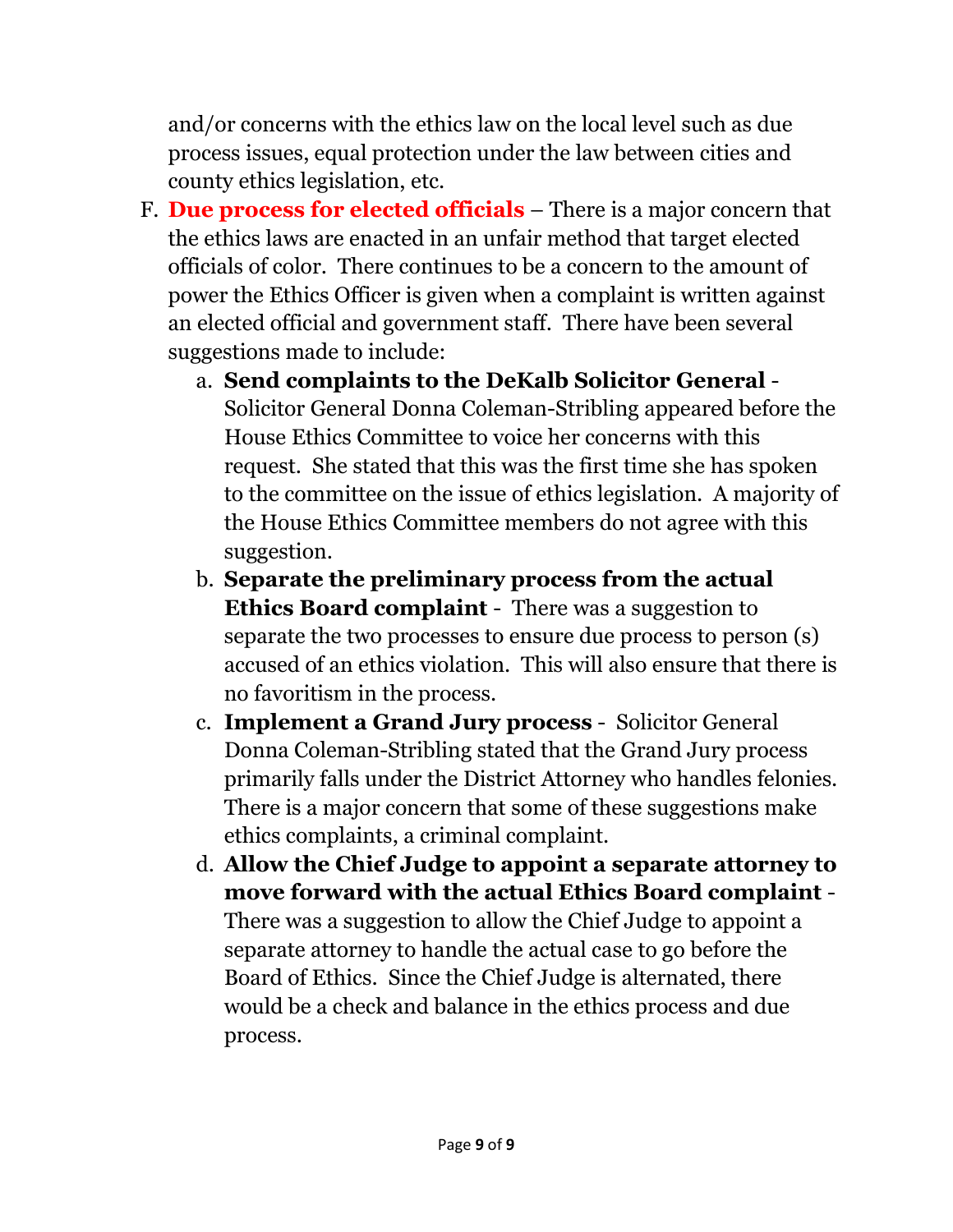and/or concerns with the ethics law on the local level such as due process issues, equal protection under the law between cities and county ethics legislation, etc.

F. **Due process for elected officials** – There is a major concern that the ethics laws are enacted in an unfair method that target elected officials of color. There continues to be a concern to the amount of power the Ethics Officer is given when a complaint is written against an elected official and government staff. There have been several suggestions made to include:

   a. **Send complaints to the DeKalb Solicitor General** - Solicitor General Donna Coleman-Stribling appeared before the House Ethics Committee to voice her concerns with this request. She stated that this was the first time she has spoken to the committee on the issue of ethics legislation. A majority of the House Ethics Committee members do not agree with this suggestion.

   b. **Separate the preliminary process from the actual Ethics Board complaint** - There was a suggestion to separate the two processes to ensure due process to person (s) accused of an ethics violation. This will also ensure that there is no favoritism in the process.

   c. **Implement a Grand Jury process** - Solicitor General Donna Coleman-Stribling stated that the Grand Jury process primarily falls under the District Attorney who handles felonies. There is a major concern that some of these suggestions make ethics complaints, a criminal complaint.

   d. **Allow the Chief Judge to appoint a separate attorney to move forward with the actual Ethics Board complaint** - There was a suggestion to allow the Chief Judge to appoint a separate attorney to handle the actual case to go before the Board of Ethics. Since the Chief Judge is alternated, there would be a check and balance in the ethics process and due process.